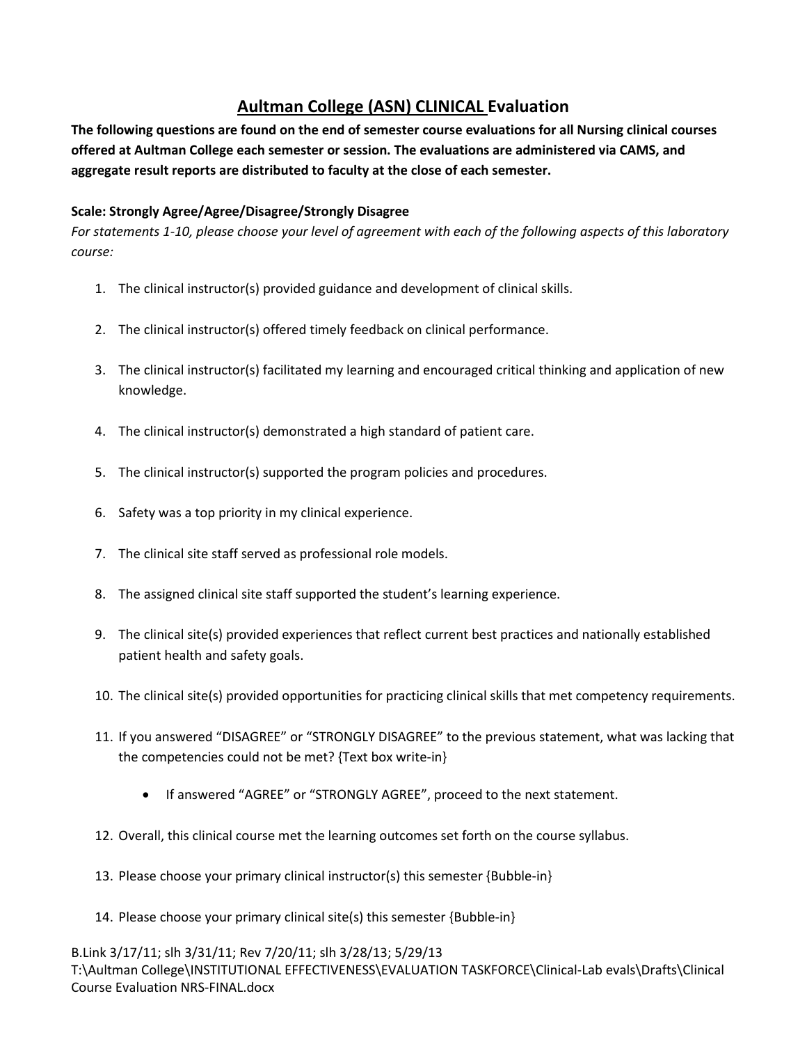# Aultman College (ASN) CLINICAL Evaluation

**The following questions are found on the end of semester course evaluations for all Nursing clinical courses offered at Aultman College each semester or session. The evaluations are administered via CAMS, and aggregate result reports are distributed to faculty at the close of each semester.**

**Scale: Strongly Agree/Agree/Disagree/Strongly Disagree**

*For statements 1-10, please choose your level of agreement with each of the following aspects of this laboratory course:*

1. The clinical instructor(s) provided guidance and development of clinical skills.
2. The clinical instructor(s) offered timely feedback on clinical performance.
3. The clinical instructor(s) facilitated my learning and encouraged critical thinking and application of new knowledge.
4. The clinical instructor(s) demonstrated a high standard of patient care.
5. The clinical instructor(s) supported the program policies and procedures.
6. Safety was a top priority in my clinical experience.
7. The clinical site staff served as professional role models.
8. The assigned clinical site staff supported the student's learning experience.
9. The clinical site(s) provided experiences that reflect current best practices and nationally established patient health and safety goals.
10. The clinical site(s) provided opportunities for practicing clinical skills that met competency requirements.
11. If you answered "DISAGREE" or "STRONGLY DISAGREE" to the previous statement, what was lacking that the competencies could not be met? {Text box write-in}
    - If answered "AGREE" or "STRONGLY AGREE", proceed to the next statement.
12. Overall, this clinical course met the learning outcomes set forth on the course syllabus.
13. Please choose your primary clinical instructor(s) this semester {Bubble-in}
14. Please choose your primary clinical site(s) this semester {Bubble-in}

B.Link 3/17/11; slh 3/31/11; Rev 7/20/11; slh 3/28/13; 5/29/13
T:\Aultman College\INSTITUTIONAL EFFECTIVENESS\EVALUATION TASKFORCE\Clinical-Lab evals\Drafts\Clinical Course Evaluation NRS-FINAL.docx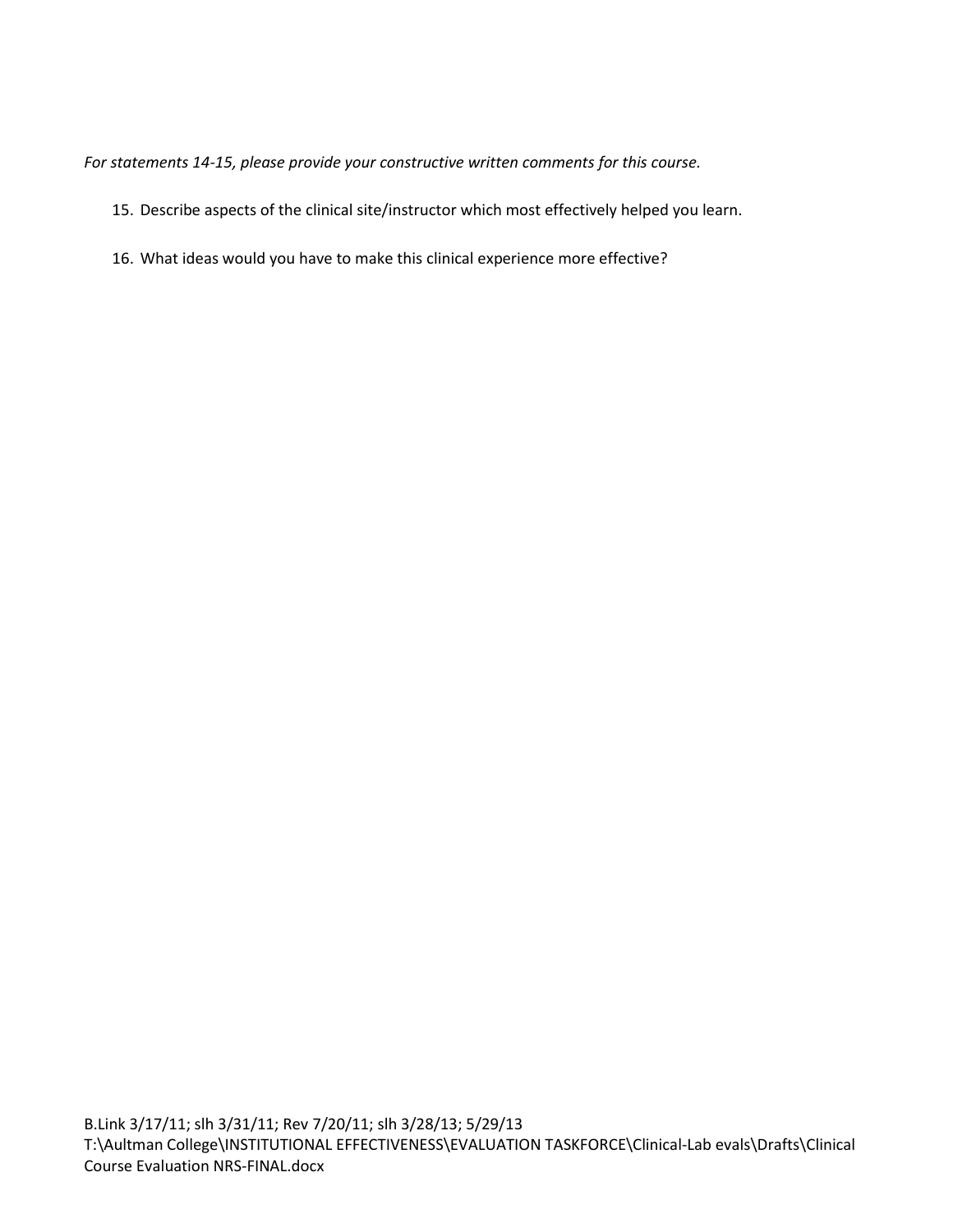*For statements 14-15, please provide your constructive written comments for this course.*

15. Describe aspects of the clinical site/instructor which most effectively helped you learn.
16. What ideas would you have to make this clinical experience more effective?